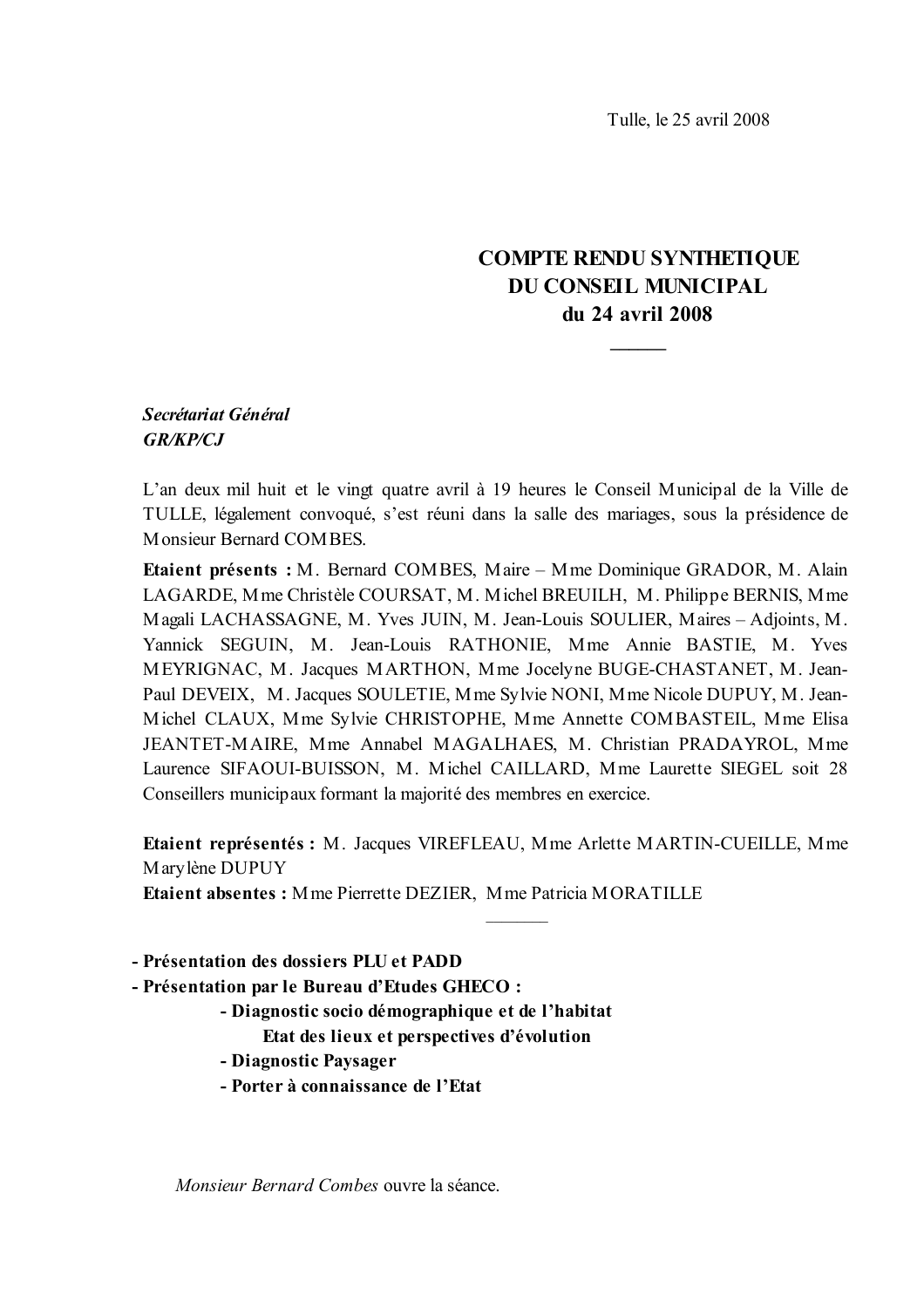Tulle, le 25 avril 2008

# COMPTE RENDU SYNTHETIQUE DU CONSEIL MUNICIPAL du 24 avril 2008

———

***Secrétariat Général***
***GR/KP/CJ***

L'an deux mil huit et le vingt quatre avril à 19 heures le Conseil Municipal de la Ville de TULLE, légalement convoqué, s'est réuni dans la salle des mariages, sous la présidence de Monsieur Bernard COMBES.

**Etaient présents :** M. Bernard COMBES, Maire – Mme Dominique GRADOR, M. Alain LAGARDE, Mme Christèle COURSAT, M. Michel BREUILH, M. Philippe BERNIS, Mme Magali LACHASSAGNE, M. Yves JUIN, M. Jean-Louis SOULIER, Maires – Adjoints, M. Yannick SEGUIN, M. Jean-Louis RATHONIE, Mme Annie BASTIE, M. Yves MEYRIGNAC, M. Jacques MARTHON, Mme Jocelyne BUGE-CHASTANET, M. Jean-Paul DEVEIX, M. Jacques SOULETIE, Mme Sylvie NONI, Mme Nicole DUPUY, M. Jean-Michel CLAUX, Mme Sylvie CHRISTOPHE, Mme Annette COMBASTEIL, Mme Elisa JEANTET-MAIRE, Mme Annabel MAGALHAES, M. Christian PRADAYROL, Mme Laurence SIFAOUI-BUISSON, M. Michel CAILLARD, Mme Laurette SIEGEL soit 28 Conseillers municipaux formant la majorité des membres en exercice.

**Etaient représentés :** M. Jacques VIREFLEAU, Mme Arlette MARTIN-CUEILLE, Mme Marylène DUPUY
**Etaient absentes :** Mme Pierrette DEZIER, Mme Patricia MORATILLE

———

- **Présentation des dossiers PLU et PADD**
- **Présentation par le Bureau d'Etudes GHECO :**
  - **Diagnostic socio démographique et de l'habitat**
    **Etat des lieux et perspectives d'évolution**
  - **Diagnostic Paysager**
  - **Porter à connaissance de l'Etat**

*Monsieur Bernard Combes* ouvre la séance.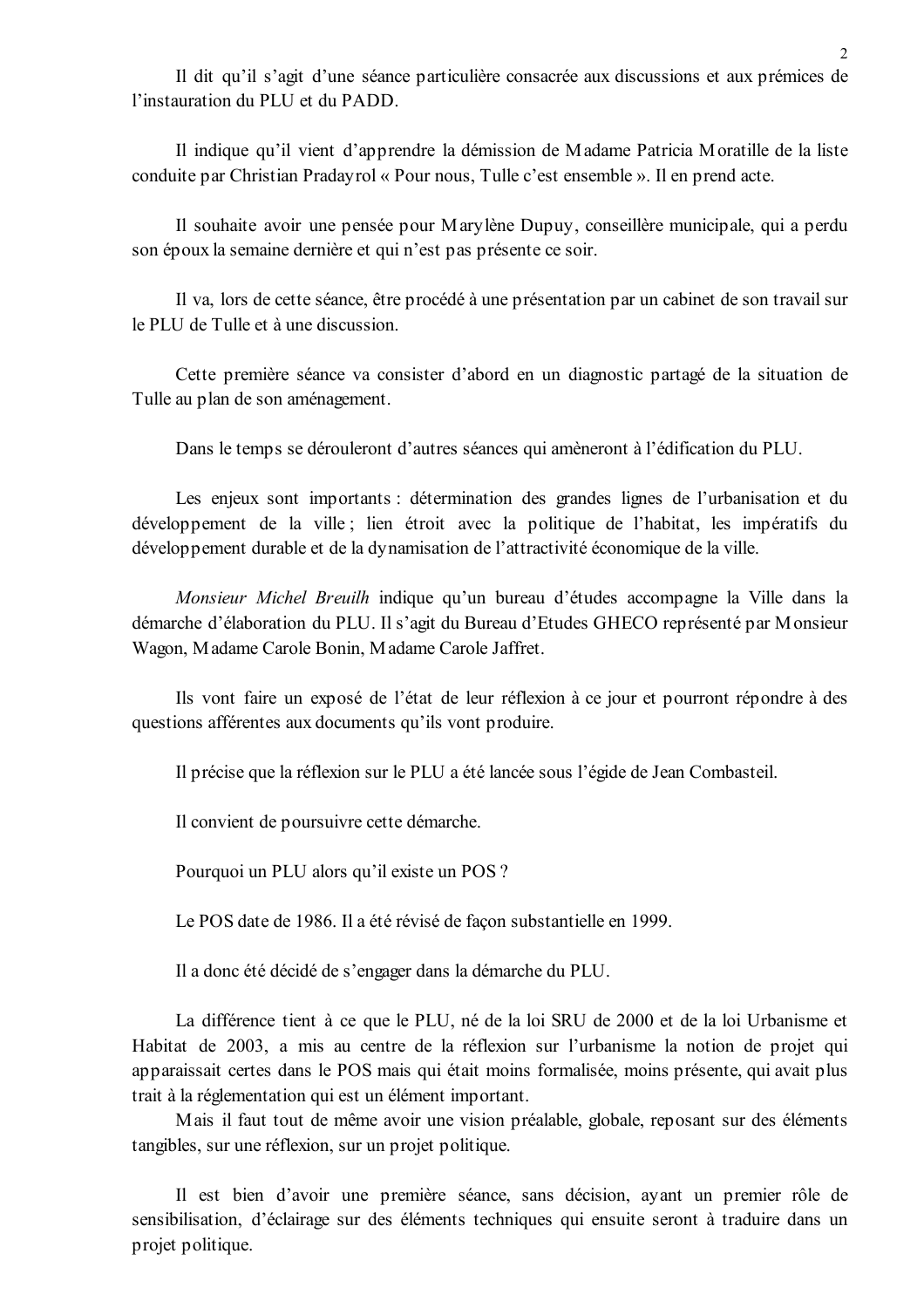Il dit qu'il s'agit d'une séance particulière consacrée aux discussions et aux prémices de l'instauration du PLU et du PADD.

Il indique qu'il vient d'apprendre la démission de Madame Patricia Moratille de la liste conduite par Christian Pradayrol « Pour nous, Tulle c'est ensemble ». Il en prend acte.

Il souhaite avoir une pensée pour Marylène Dupuy, conseillère municipale, qui a perdu son époux la semaine dernière et qui n'est pas présente ce soir.

Il va, lors de cette séance, être procédé à une présentation par un cabinet de son travail sur le PLU de Tulle et à une discussion.

Cette première séance va consister d'abord en un diagnostic partagé de la situation de Tulle au plan de son aménagement.

Dans le temps se dérouleront d'autres séances qui amèneront à l'édification du PLU.

Les enjeux sont importants : détermination des grandes lignes de l'urbanisation et du développement de la ville ; lien étroit avec la politique de l'habitat, les impératifs du développement durable et de la dynamisation de l'attractivité économique de la ville.

*Monsieur Michel Breuilh* indique qu'un bureau d'études accompagne la Ville dans la démarche d'élaboration du PLU. Il s'agit du Bureau d'Etudes GHECO représenté par Monsieur Wagon, Madame Carole Bonin, Madame Carole Jaffret.

Ils vont faire un exposé de l'état de leur réflexion à ce jour et pourront répondre à des questions afférentes aux documents qu'ils vont produire.

Il précise que la réflexion sur le PLU a été lancée sous l'égide de Jean Combasteil.

Il convient de poursuivre cette démarche.

Pourquoi un PLU alors qu'il existe un POS ?

Le POS date de 1986. Il a été révisé de façon substantielle en 1999.

Il a donc été décidé de s'engager dans la démarche du PLU.

La différence tient à ce que le PLU, né de la loi SRU de 2000 et de la loi Urbanisme et Habitat de 2003, a mis au centre de la réflexion sur l'urbanisme la notion de projet qui apparaissait certes dans le POS mais qui était moins formalisée, moins présente, qui avait plus trait à la réglementation qui est un élément important.

Mais il faut tout de même avoir une vision préalable, globale, reposant sur des éléments tangibles, sur une réflexion, sur un projet politique.

Il est bien d'avoir une première séance, sans décision, ayant un premier rôle de sensibilisation, d'éclairage sur des éléments techniques qui ensuite seront à traduire dans un projet politique.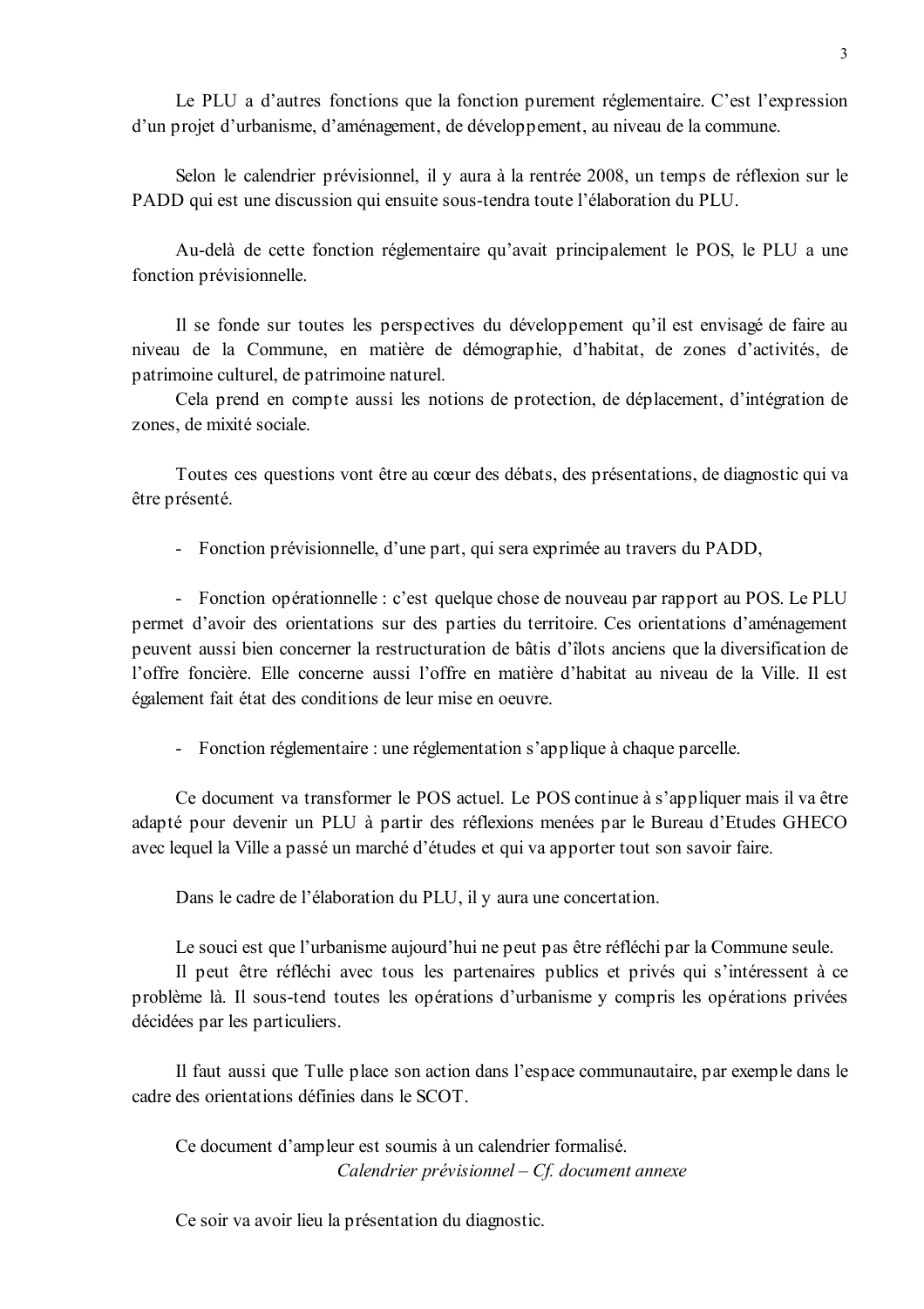Le PLU a d'autres fonctions que la fonction purement réglementaire. C'est l'expression d'un projet d'urbanisme, d'aménagement, de développement, au niveau de la commune.

Selon le calendrier prévisionnel, il y aura à la rentrée 2008, un temps de réflexion sur le PADD qui est une discussion qui ensuite sous-tendra toute l'élaboration du PLU.

Au-delà de cette fonction réglementaire qu'avait principalement le POS, le PLU a une fonction prévisionnelle.

Il se fonde sur toutes les perspectives du développement qu'il est envisagé de faire au niveau de la Commune, en matière de démographie, d'habitat, de zones d'activités, de patrimoine culturel, de patrimoine naturel.
Cela prend en compte aussi les notions de protection, de déplacement, d'intégration de zones, de mixité sociale.

Toutes ces questions vont être au cœur des débats, des présentations, de diagnostic qui va être présenté.

- Fonction prévisionnelle, d'une part, qui sera exprimée au travers du PADD,

- Fonction opérationnelle : c'est quelque chose de nouveau par rapport au POS. Le PLU permet d'avoir des orientations sur des parties du territoire. Ces orientations d'aménagement peuvent aussi bien concerner la restructuration de bâtis d'îlots anciens que la diversification de l'offre foncière. Elle concerne aussi l'offre en matière d'habitat au niveau de la Ville. Il est également fait état des conditions de leur mise en oeuvre.

- Fonction réglementaire : une réglementation s'applique à chaque parcelle.

Ce document va transformer le POS actuel. Le POS continue à s'appliquer mais il va être adapté pour devenir un PLU à partir des réflexions menées par le Bureau d'Etudes GHECO avec lequel la Ville a passé un marché d'études et qui va apporter tout son savoir faire.

Dans le cadre de l'élaboration du PLU, il y aura une concertation.

Le souci est que l'urbanisme aujourd'hui ne peut pas être réfléchi par la Commune seule.
Il peut être réfléchi avec tous les partenaires publics et privés qui s'intéressent à ce problème là. Il sous-tend toutes les opérations d'urbanisme y compris les opérations privées décidées par les particuliers.

Il faut aussi que Tulle place son action dans l'espace communautaire, par exemple dans le cadre des orientations définies dans le SCOT.

Ce document d'ampleur est soumis à un calendrier formalisé.

*Calendrier prévisionnel – Cf. document annexe*

Ce soir va avoir lieu la présentation du diagnostic.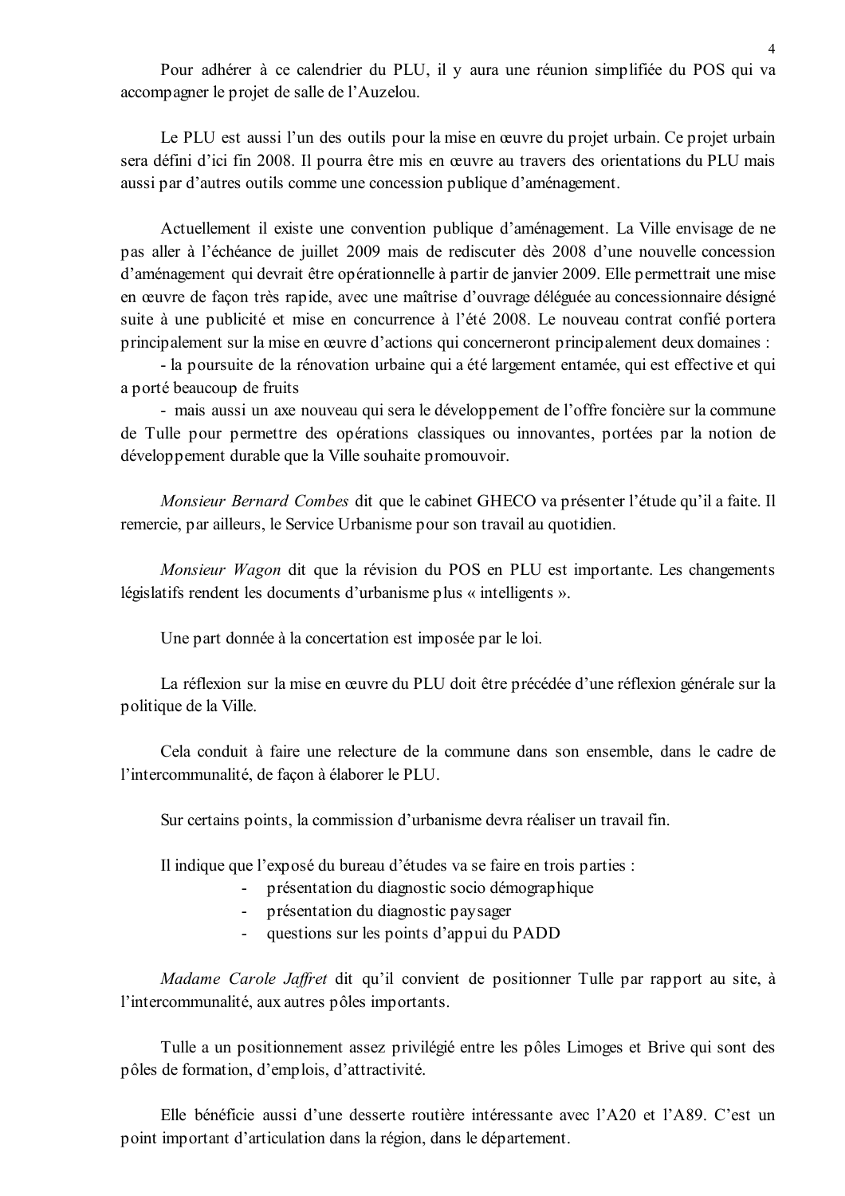Pour adhérer à ce calendrier du PLU, il y aura une réunion simplifiée du POS qui va accompagner le projet de salle de l'Auzelou.

Le PLU est aussi l'un des outils pour la mise en œuvre du projet urbain. Ce projet urbain sera défini d'ici fin 2008. Il pourra être mis en œuvre au travers des orientations du PLU mais aussi par d'autres outils comme une concession publique d'aménagement.

Actuellement il existe une convention publique d'aménagement. La Ville envisage de ne pas aller à l'échéance de juillet 2009 mais de rediscuter dès 2008 d'une nouvelle concession d'aménagement qui devrait être opérationnelle à partir de janvier 2009. Elle permettrait une mise en œuvre de façon très rapide, avec une maîtrise d'ouvrage déléguée au concessionnaire désigné suite à une publicité et mise en concurrence à l'été 2008. Le nouveau contrat confié portera principalement sur la mise en œuvre d'actions qui concerneront principalement deux domaines :

- la poursuite de la rénovation urbaine qui a été largement entamée, qui est effective et qui a porté beaucoup de fruits
- mais aussi un axe nouveau qui sera le développement de l'offre foncière sur la commune de Tulle pour permettre des opérations classiques ou innovantes, portées par la notion de développement durable que la Ville souhaite promouvoir.

*Monsieur Bernard Combes* dit que le cabinet GHECO va présenter l'étude qu'il a faite. Il remercie, par ailleurs, le Service Urbanisme pour son travail au quotidien.

*Monsieur Wagon* dit que la révision du POS en PLU est importante. Les changements législatifs rendent les documents d'urbanisme plus « intelligents ».

Une part donnée à la concertation est imposée par la loi.

La réflexion sur la mise en œuvre du PLU doit être précédée d'une réflexion générale sur la politique de la Ville.

Cela conduit à faire une relecture de la commune dans son ensemble, dans le cadre de l'intercommunalité, de façon à élaborer le PLU.

Sur certains points, la commission d'urbanisme devra réaliser un travail fin.

Il indique que l'exposé du bureau d'études va se faire en trois parties :

- présentation du diagnostic socio démographique
- présentation du diagnostic paysager
- questions sur les points d'appui du PADD

*Madame Carole Jaffret* dit qu'il convient de positionner Tulle par rapport au site, à l'intercommunalité, aux autres pôles importants.

Tulle a un positionnement assez privilégié entre les pôles Limoges et Brive qui sont des pôles de formation, d'emplois, d'attractivité.

Elle bénéficie aussi d'une desserte routière intéressante avec l'A20 et l'A89. C'est un point important d'articulation dans la région, dans le département.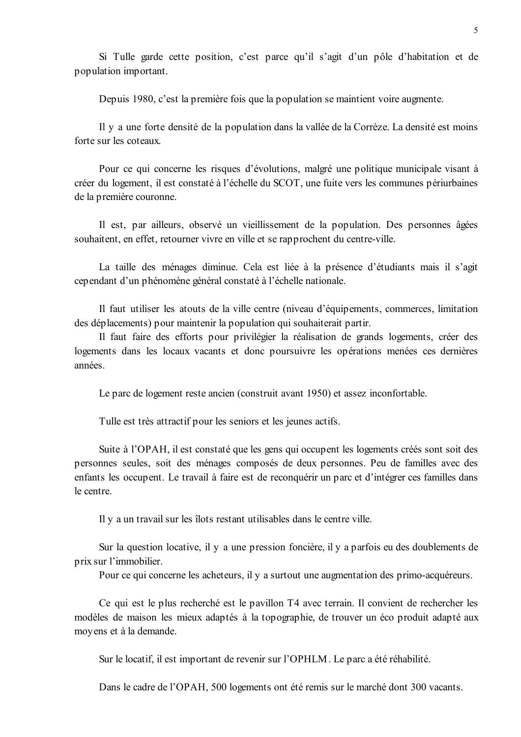Si Tulle garde cette position, c'est parce qu'il s'agit d'un pôle d'habitation et de population important.

Depuis 1980, c'est la première fois que la population se maintient voire augmente.

Il y a une forte densité de la population dans la vallée de la Corrèze. La densité est moins forte sur les coteaux.

Pour ce qui concerne les risques d'évolutions, malgré une politique municipale visant à créer du logement, il est constaté à l'échelle du SCOT, une fuite vers les communes périurbaines de la première couronne.

Il est, par ailleurs, observé un vieillissement de la population. Des personnes âgées souhaitent, en effet, retourner vivre en ville et se rapprochent du centre-ville.

La taille des ménages diminue. Cela est liée à la présence d'étudiants mais il s'agit cependant d'un phénomène général constaté à l'échelle nationale.

Il faut utiliser les atouts de la ville centre (niveau d'équipements, commerces, limitation des déplacements) pour maintenir la population qui souhaiterait partir.
Il faut faire des efforts pour privilégier la réalisation de grands logements, créer des logements dans les locaux vacants et donc poursuivre les opérations menées ces dernières années.

Le parc de logement reste ancien (construit avant 1950) et assez inconfortable.

Tulle est très attractif pour les seniors et les jeunes actifs.

Suite à l'OPAH, il est constaté que les gens qui occupent les logements créés sont soit des personnes seules, soit des ménages composés de deux personnes. Peu de familles avec des enfants les occupent. Le travail à faire est de reconquérir un parc et d'intégrer ces familles dans le centre.

Il y a un travail sur les îlots restant utilisables dans le centre ville.

Sur la question locative, il y a une pression foncière, il y a parfois eu des doublements de prix sur l'immobilier.
Pour ce qui concerne les acheteurs, il y a surtout une augmentation des primo-acquéreurs.

Ce qui est le plus recherché est le pavillon T4 avec terrain. Il convient de rechercher les modèles de maison les mieux adaptés à la topographie, de trouver un éco produit adapté aux moyens et à la demande.

Sur le locatif, il est important de revenir sur l'OPHLM. Le parc a été réhabilité.

Dans le cadre de l'OPAH, 500 logements ont été remis sur le marché dont 300 vacants.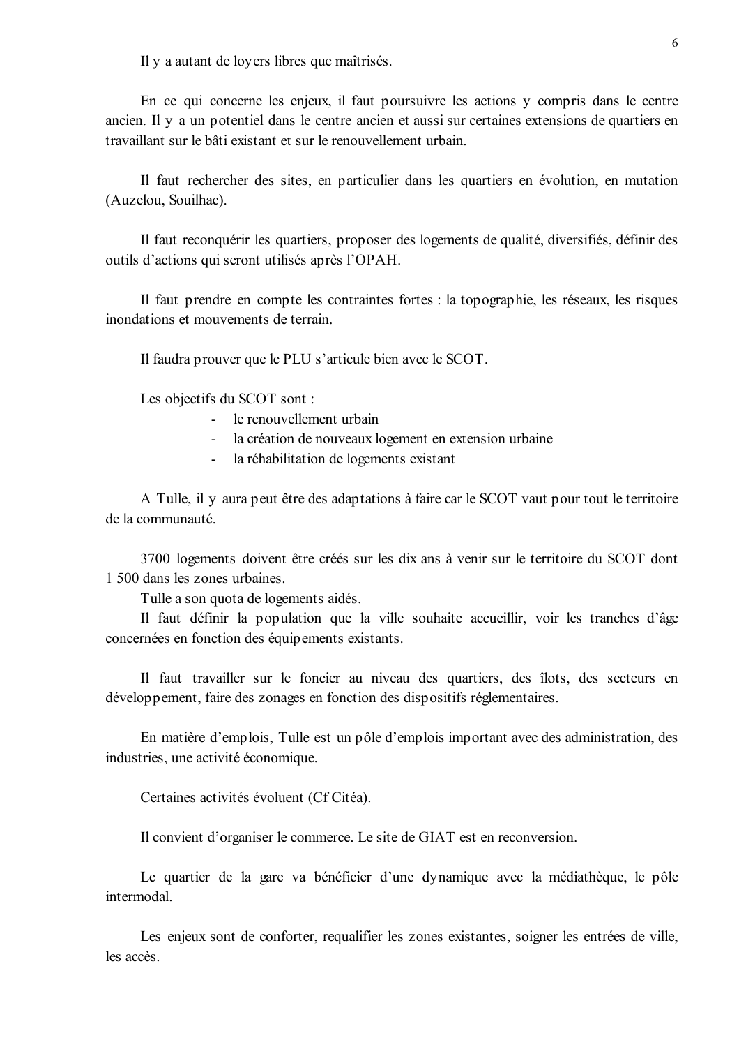Il y a autant de loyers libres que maîtrisés.

En ce qui concerne les enjeux, il faut poursuivre les actions y compris dans le centre ancien. Il y a un potentiel dans le centre ancien et aussi sur certaines extensions de quartiers en travaillant sur le bâti existant et sur le renouvellement urbain.

Il faut rechercher des sites, en particulier dans les quartiers en évolution, en mutation (Auzelou, Souilhac).

Il faut reconquérir les quartiers, proposer des logements de qualité, diversifiés, définir des outils d'actions qui seront utilisés après l'OPAH.

Il faut prendre en compte les contraintes fortes : la topographie, les réseaux, les risques inondations et mouvements de terrain.

Il faudra prouver que le PLU s'articule bien avec le SCOT.

Les objectifs du SCOT sont :

- le renouvellement urbain
- la création de nouveaux logement en extension urbaine
- la réhabilitation de logements existant

A Tulle, il y aura peut être des adaptations à faire car le SCOT vaut pour tout le territoire de la communauté.

3700 logements doivent être créés sur les dix ans à venir sur le territoire du SCOT dont 1 500 dans les zones urbaines.
Tulle a son quota de logements aidés.
Il faut définir la population que la ville souhaite accueillir, voir les tranches d'âge concernées en fonction des équipements existants.

Il faut travailler sur le foncier au niveau des quartiers, des îlots, des secteurs en développement, faire des zonages en fonction des dispositifs réglementaires.

En matière d'emplois, Tulle est un pôle d'emplois important avec des administration, des industries, une activité économique.

Certaines activités évoluent (Cf Citéa).

Il convient d'organiser le commerce. Le site de GIAT est en reconversion.

Le quartier de la gare va bénéficier d'une dynamique avec la médiathèque, le pôle intermodal.

Les enjeux sont de conforter, requalifier les zones existantes, soigner les entrées de ville, les accès.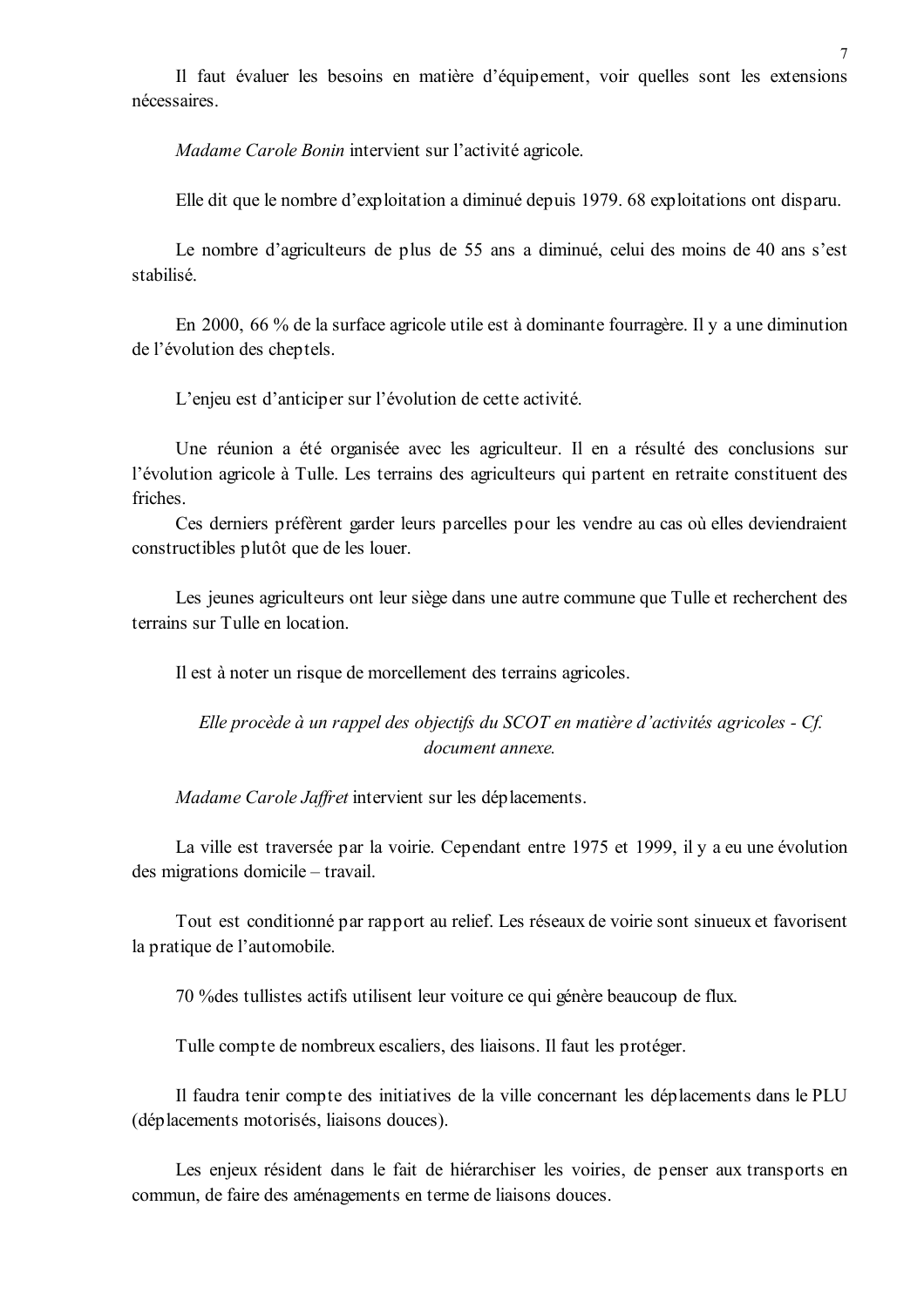Il faut évaluer les besoins en matière d'équipement, voir quelles sont les extensions nécessaires.

*Madame Carole Bonin* intervient sur l'activité agricole.

Elle dit que le nombre d'exploitation a diminué depuis 1979. 68 exploitations ont disparu.

Le nombre d'agriculteurs de plus de 55 ans a diminué, celui des moins de 40 ans s'est stabilisé.

En 2000, 66 % de la surface agricole utile est à dominante fourragère. Il y a une diminution de l'évolution des cheptels.

L'enjeu est d'anticiper sur l'évolution de cette activité.

Une réunion a été organisée avec les agriculteur. Il en a résulté des conclusions sur l'évolution agricole à Tulle. Les terrains des agriculteurs qui partent en retraite constituent des friches.

Ces derniers préfèrent garder leurs parcelles pour les vendre au cas où elles deviendraient constructibles plutôt que de les louer.

Les jeunes agriculteurs ont leur siège dans une autre commune que Tulle et recherchent des terrains sur Tulle en location.

Il est à noter un risque de morcellement des terrains agricoles.

*Elle procède à un rappel des objectifs du SCOT en matière d'activités agricoles - Cf. document annexe.*

*Madame Carole Jaffret* intervient sur les déplacements.

La ville est traversée par la voirie. Cependant entre 1975 et 1999, il y a eu une évolution des migrations domicile – travail.

Tout est conditionné par rapport au relief. Les réseaux de voirie sont sinueux et favorisent la pratique de l'automobile.

70 %des tullistes actifs utilisent leur voiture ce qui génère beaucoup de flux.

Tulle compte de nombreux escaliers, des liaisons. Il faut les protéger.

Il faudra tenir compte des initiatives de la ville concernant les déplacements dans le PLU (déplacements motorisés, liaisons douces).

Les enjeux résident dans le fait de hiérarchiser les voiries, de penser aux transports en commun, de faire des aménagements en terme de liaisons douces.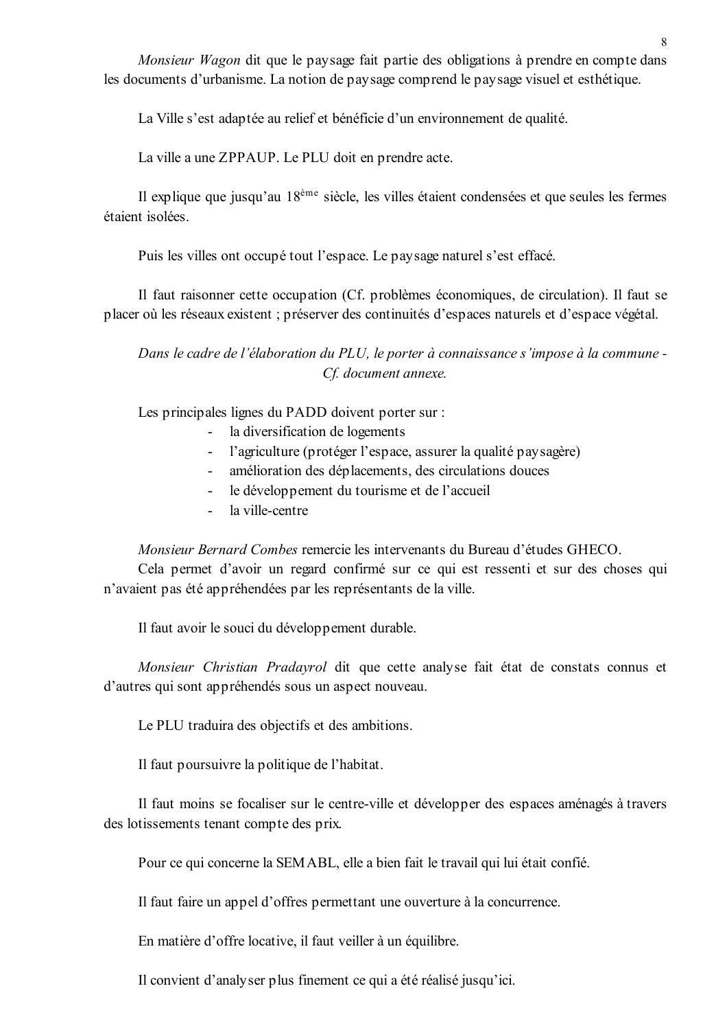*Monsieur Wagon* dit que le paysage fait partie des obligations à prendre en compte dans les documents d'urbanisme. La notion de paysage comprend le paysage visuel et esthétique.

La Ville s'est adaptée au relief et bénéficie d'un environnement de qualité.

La ville a une ZPPAUP. Le PLU doit en prendre acte.

Il explique que jusqu'au 18ème siècle, les villes étaient condensées et que seules les fermes étaient isolées.

Puis les villes ont occupé tout l'espace. Le paysage naturel s'est effacé.

Il faut raisonner cette occupation (Cf. problèmes économiques, de circulation). Il faut se placer où les réseaux existent ; préserver des continuités d'espaces naturels et d'espace végétal.

*Dans le cadre de l'élaboration du PLU, le porter à connaissance s'impose à la commune - Cf. document annexe.*

Les principales lignes du PADD doivent porter sur :

- la diversification de logements
- l'agriculture (protéger l'espace, assurer la qualité paysagère)
- amélioration des déplacements, des circulations douces
- le développement du tourisme et de l'accueil
- la ville-centre

*Monsieur Bernard Combes* remercie les intervenants du Bureau d'études GHECO.
Cela permet d'avoir un regard confirmé sur ce qui est ressenti et sur des choses qui n'avaient pas été appréhendées par les représentants de la ville.

Il faut avoir le souci du développement durable.

*Monsieur Christian Pradayrol* dit que cette analyse fait état de constats connus et d'autres qui sont appréhendés sous un aspect nouveau.

Le PLU traduira des objectifs et des ambitions.

Il faut poursuivre la politique de l'habitat.

Il faut moins se focaliser sur le centre-ville et développer des espaces aménagés à travers des lotissements tenant compte des prix.

Pour ce qui concerne la SEMABL, elle a bien fait le travail qui lui était confié.

Il faut faire un appel d'offres permettant une ouverture à la concurrence.

En matière d'offre locative, il faut veiller à un équilibre.

Il convient d'analyser plus finement ce qui a été réalisé jusqu'ici.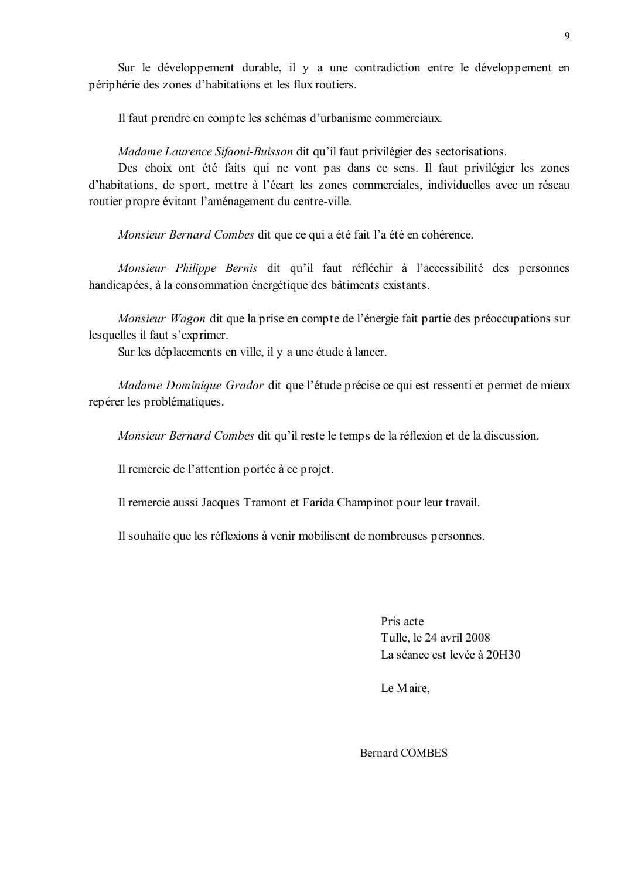Sur le développement durable, il y a une contradiction entre le développement en périphérie des zones d'habitations et les flux routiers.

Il faut prendre en compte les schémas d'urbanisme commerciaux.

*Madame Laurence Sifaoui-Buisson* dit qu'il faut privilégier des sectorisations.

Des choix ont été faits qui ne vont pas dans ce sens. Il faut privilégier les zones d'habitations, de sport, mettre à l'écart les zones commerciales, individuelles avec un réseau routier propre évitant l'aménagement du centre-ville.

*Monsieur Bernard Combes* dit que ce qui a été fait l'a été en cohérence.

*Monsieur Philippe Bernis* dit qu'il faut réfléchir à l'accessibilité des personnes handicapées, à la consommation énergétique des bâtiments existants.

*Monsieur Wagon* dit que la prise en compte de l'énergie fait partie des préoccupations sur lesquelles il faut s'exprimer.

Sur les déplacements en ville, il y a une étude à lancer.

*Madame Dominique Grador* dit que l'étude précise ce qui est ressenti et permet de mieux repérer les problématiques.

*Monsieur Bernard Combes* dit qu'il reste le temps de la réflexion et de la discussion.

Il remercie de l'attention portée à ce projet.

Il remercie aussi Jacques Tramont et Farida Champinot pour leur travail.

Il souhaite que les réflexions à venir mobilisent de nombreuses personnes.

Pris acte
Tulle, le 24 avril 2008
La séance est levée à 20H30

Le Maire,

Bernard COMBES